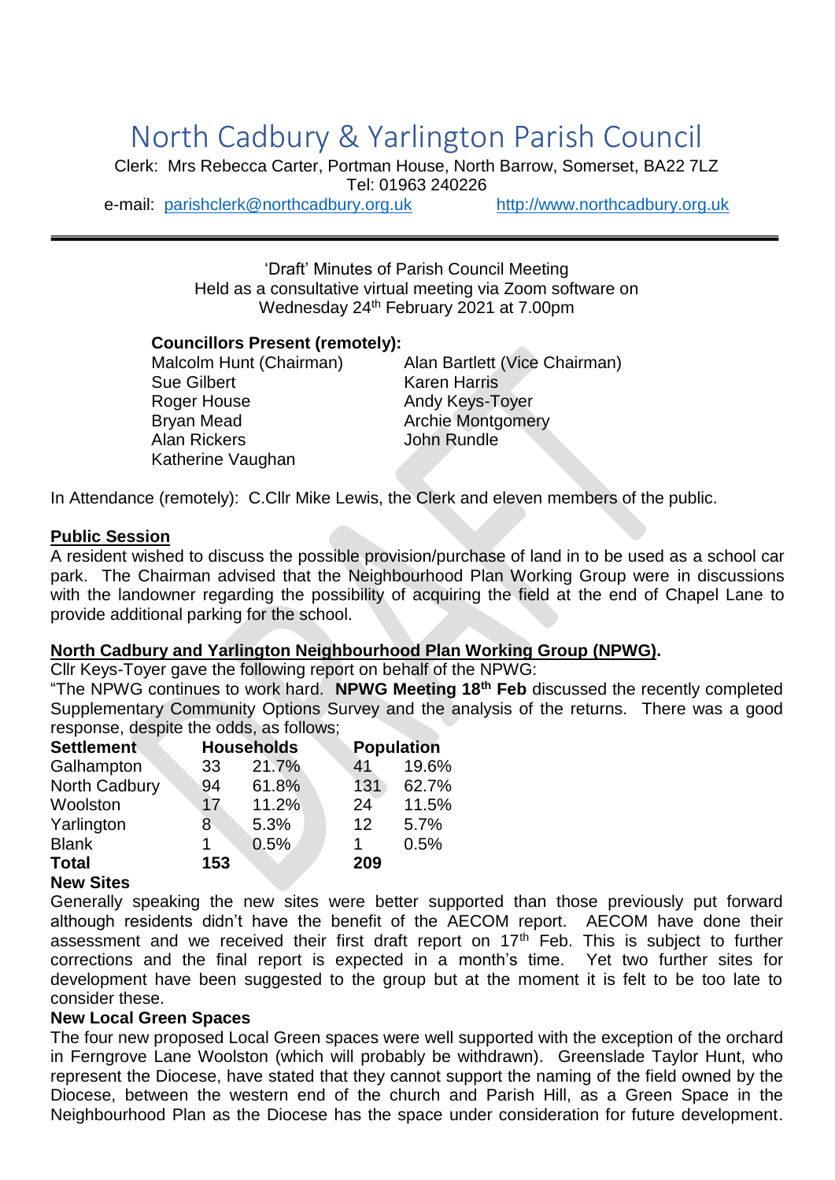# North Cadbury & Yarlington Parish Council

Clerk: Mrs Rebecca Carter, Portman House, North Barrow, Somerset, BA22 7LZ
Tel: 01963 240226
e-mail: parishclerk@northcadbury.org.uk http://www.northcadbury.org.uk

---

'Draft' Minutes of Parish Council Meeting
Held as a consultative virtual meeting via Zoom software on
Wednesday 24th February 2021 at 7.00pm

**Councillors Present (remotely):**

Malcolm Hunt (Chairman)
Alan Bartlett (Vice Chairman)
Sue Gilbert
Karen Harris
Roger House
Andy Keys-Toyer
Bryan Mead
Archie Montgomery
Alan Rickers
John Rundle
Katherine Vaughan

In Attendance (remotely): C.Cllr Mike Lewis, the Clerk and eleven members of the public.

**Public Session**

A resident wished to discuss the possible provision/purchase of land in to be used as a school car park. The Chairman advised that the Neighbourhood Plan Working Group were in discussions with the landowner regarding the possibility of acquiring the field at the end of Chapel Lane to provide additional parking for the school.

**North Cadbury and Yarlington Neighbourhood Plan Working Group (NPWG).**

Cllr Keys-Toyer gave the following report on behalf of the NPWG:

"The NPWG continues to work hard. **NPWG Meeting 18th Feb** discussed the recently completed Supplementary Community Options Survey and the analysis of the returns. There was a good response, despite the odds, as follows;

| Settlement | Households | | Population | |
|---|---|---|---|---|
| Galhampton | 33 | 21.7% | 41 | 19.6% |
| North Cadbury | 94 | 61.8% | 131 | 62.7% |
| Woolston | 17 | 11.2% | 24 | 11.5% |
| Yarlington | 8 | 5.3% | 12 | 5.7% |
| Blank | 1 | 0.5% | 1 | 0.5% |
| **Total** | **153** | | **209** | |

**New Sites**

Generally speaking the new sites were better supported than those previously put forward although residents didn't have the benefit of the AECOM report. AECOM have done their assessment and we received their first draft report on 17th Feb. This is subject to further corrections and the final report is expected in a month's time. Yet two further sites for development have been suggested to the group but at the moment it is felt to be too late to consider these.

**New Local Green Spaces**

The four new proposed Local Green spaces were well supported with the exception of the orchard in Ferngrove Lane Woolston (which will probably be withdrawn). Greenslade Taylor Hunt, who represent the Diocese, have stated that they cannot support the naming of the field owned by the Diocese, between the western end of the church and Parish Hill, as a Green Space in the Neighbourhood Plan as the Diocese has the space under consideration for future development.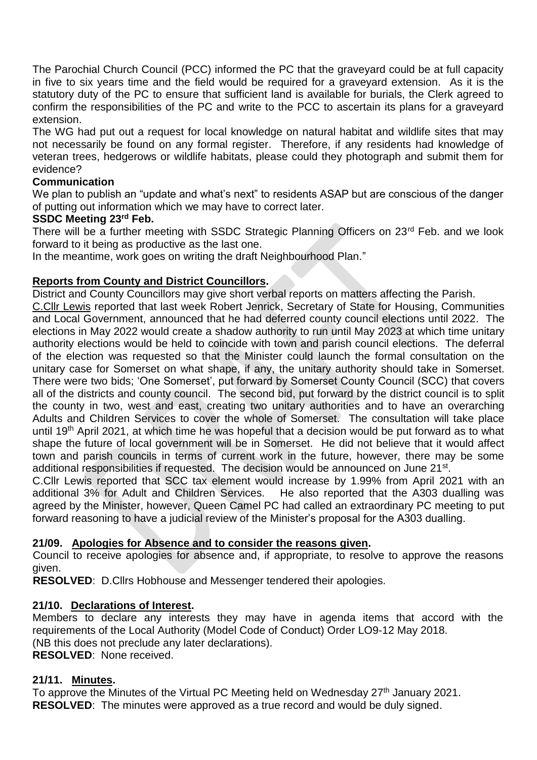The Parochial Church Council (PCC) informed the PC that the graveyard could be at full capacity in five to six years time and the field would be required for a graveyard extension. As it is the statutory duty of the PC to ensure that sufficient land is available for burials, the Clerk agreed to confirm the responsibilities of the PC and write to the PCC to ascertain its plans for a graveyard extension.

The WG had put out a request for local knowledge on natural habitat and wildlife sites that may not necessarily be found on any formal register. Therefore, if any residents had knowledge of veteran trees, hedgerows or wildlife habitats, please could they photograph and submit them for evidence?

**Communication**

We plan to publish an "update and what's next" to residents ASAP but are conscious of the danger of putting out information which we may have to correct later.

**SSDC Meeting 23rd Feb.**

There will be a further meeting with SSDC Strategic Planning Officers on 23rd Feb. and we look forward to it being as productive as the last one.

In the meantime, work goes on writing the draft Neighbourhood Plan."

## Reports from County and District Councillors.

District and County Councillors may give short verbal reports on matters affecting the Parish.

C.Cllr Lewis reported that last week Robert Jenrick, Secretary of State for Housing, Communities and Local Government, announced that he had deferred county council elections until 2022. The elections in May 2022 would create a shadow authority to run until May 2023 at which time unitary authority elections would be held to coincide with town and parish council elections. The deferral of the election was requested so that the Minister could launch the formal consultation on the unitary case for Somerset on what shape, if any, the unitary authority should take in Somerset. There were two bids; 'One Somerset', put forward by Somerset County Council (SCC) that covers all of the districts and county council. The second bid, put forward by the district council is to split the county in two, west and east, creating two unitary authorities and to have an overarching Adults and Children Services to cover the whole of Somerset. The consultation will take place until 19th April 2021, at which time he was hopeful that a decision would be put forward as to what shape the future of local government will be in Somerset. He did not believe that it would affect town and parish councils in terms of current work in the future, however, there may be some additional responsibilities if requested. The decision would be announced on June 21st.

C.Cllr Lewis reported that SCC tax element would increase by 1.99% from April 2021 with an additional 3% for Adult and Children Services. He also reported that the A303 dualling was agreed by the Minister, however, Queen Camel PC had called an extraordinary PC meeting to put forward reasoning to have a judicial review of the Minister's proposal for the A303 dualling.

## 21/09. Apologies for Absence and to consider the reasons given.

Council to receive apologies for absence and, if appropriate, to resolve to approve the reasons given.

**RESOLVED**: D.Cllrs Hobhouse and Messenger tendered their apologies.

## 21/10. Declarations of Interest.

Members to declare any interests they may have in agenda items that accord with the requirements of the Local Authority (Model Code of Conduct) Order LO9-12 May 2018.
(NB this does not preclude any later declarations).

**RESOLVED**: None received.

## 21/11. Minutes.

To approve the Minutes of the Virtual PC Meeting held on Wednesday 27th January 2021.

**RESOLVED**: The minutes were approved as a true record and would be duly signed.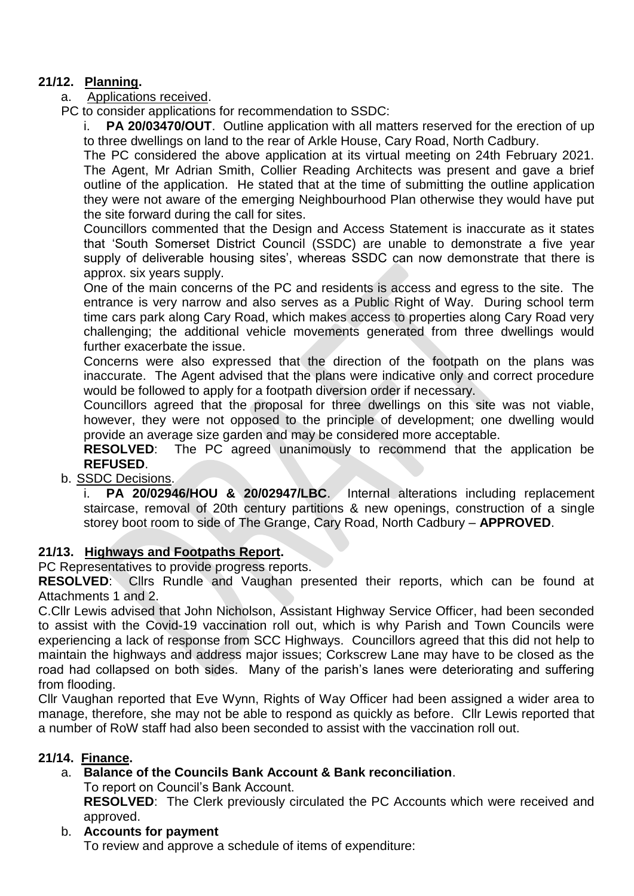## 21/12. Planning.

a. Applications received.

PC to consider applications for recommendation to SSDC:

i. **PA 20/03470/OUT**. Outline application with all matters reserved for the erection of up to three dwellings on land to the rear of Arkle House, Cary Road, North Cadbury.

The PC considered the above application at its virtual meeting on 24th February 2021. The Agent, Mr Adrian Smith, Collier Reading Architects was present and gave a brief outline of the application. He stated that at the time of submitting the outline application they were not aware of the emerging Neighbourhood Plan otherwise they would have put the site forward during the call for sites.

Councillors commented that the Design and Access Statement is inaccurate as it states that 'South Somerset District Council (SSDC) are unable to demonstrate a five year supply of deliverable housing sites', whereas SSDC can now demonstrate that there is approx. six years supply.

One of the main concerns of the PC and residents is access and egress to the site. The entrance is very narrow and also serves as a Public Right of Way. During school term time cars park along Cary Road, which makes access to properties along Cary Road very challenging; the additional vehicle movements generated from three dwellings would further exacerbate the issue.

Concerns were also expressed that the direction of the footpath on the plans was inaccurate. The Agent advised that the plans were indicative only and correct procedure would be followed to apply for a footpath diversion order if necessary.

Councillors agreed that the proposal for three dwellings on this site was not viable, however, they were not opposed to the principle of development; one dwelling would provide an average size garden and may be considered more acceptable.

**RESOLVED**: The PC agreed unanimously to recommend that the application be **REFUSED**.

b. SSDC Decisions.

i. **PA 20/02946/HOU & 20/02947/LBC**. Internal alterations including replacement staircase, removal of 20th century partitions & new openings, construction of a single storey boot room to side of The Grange, Cary Road, North Cadbury – **APPROVED**.

## 21/13. Highways and Footpaths Report.

PC Representatives to provide progress reports.

**RESOLVED**: Cllrs Rundle and Vaughan presented their reports, which can be found at Attachments 1 and 2.

C.Cllr Lewis advised that John Nicholson, Assistant Highway Service Officer, had been seconded to assist with the Covid-19 vaccination roll out, which is why Parish and Town Councils were experiencing a lack of response from SCC Highways. Councillors agreed that this did not help to maintain the highways and address major issues; Corkscrew Lane may have to be closed as the road had collapsed on both sides. Many of the parish's lanes were deteriorating and suffering from flooding.

Cllr Vaughan reported that Eve Wynn, Rights of Way Officer had been assigned a wider area to manage, therefore, she may not be able to respond as quickly as before. Cllr Lewis reported that a number of RoW staff had also been seconded to assist with the vaccination roll out.

## 21/14. Finance.

a. **Balance of the Councils Bank Account & Bank reconciliation**.

To report on Council's Bank Account.

**RESOLVED**: The Clerk previously circulated the PC Accounts which were received and approved.

b. **Accounts for payment**

To review and approve a schedule of items of expenditure: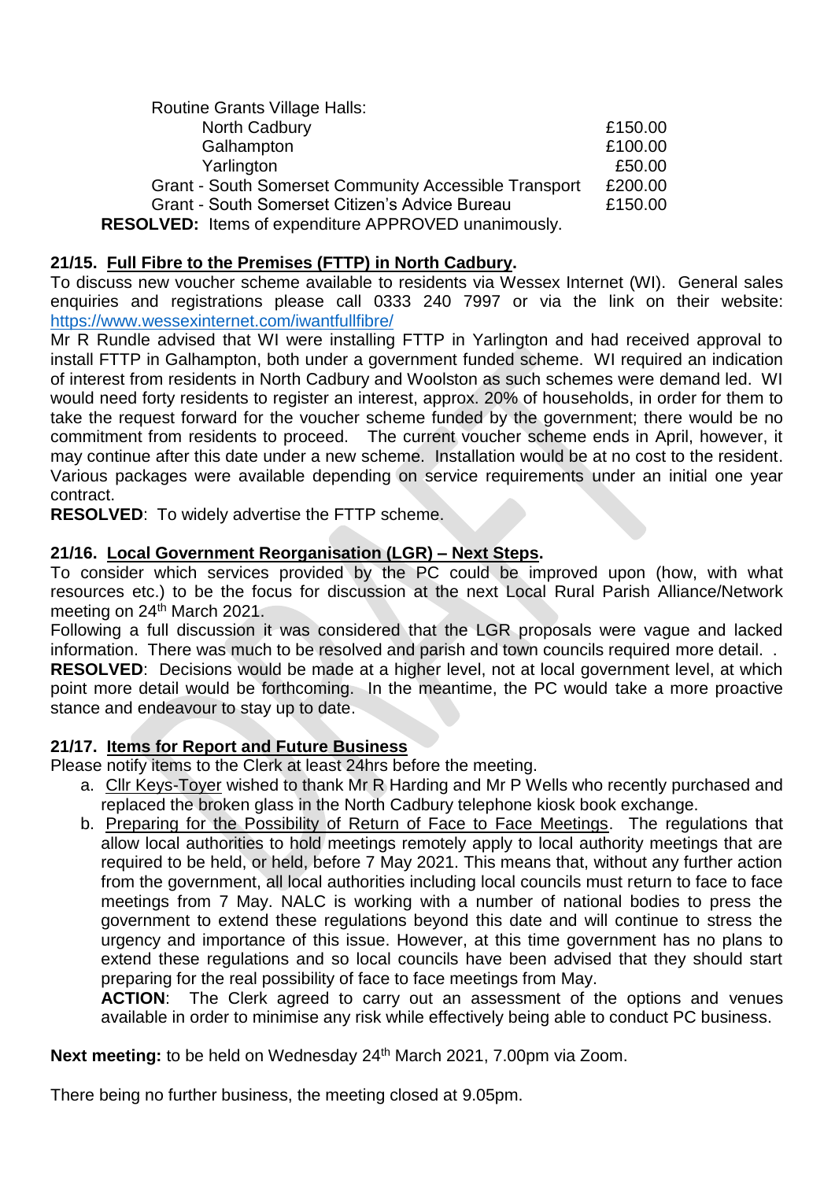Routine Grants Village Halls:

| | |
|---|---|
| North Cadbury | £150.00 |
| Galhampton | £100.00 |
| Yarlington | £50.00 |
| Grant - South Somerset Community Accessible Transport | £200.00 |
| Grant - South Somerset Citizen's Advice Bureau | £150.00 |

**RESOLVED:** Items of expenditure APPROVED unanimously.

### 21/15. Full Fibre to the Premises (FTTP) in North Cadbury.

To discuss new voucher scheme available to residents via Wessex Internet (WI). General sales enquiries and registrations please call 0333 240 7997 or via the link on their website: https://www.wessexinternet.com/iwantfullfibre/

Mr R Rundle advised that WI were installing FTTP in Yarlington and had received approval to install FTTP in Galhampton, both under a government funded scheme. WI required an indication of interest from residents in North Cadbury and Woolston as such schemes were demand led. WI would need forty residents to register an interest, approx. 20% of households, in order for them to take the request forward for the voucher scheme funded by the government; there would be no commitment from residents to proceed. The current voucher scheme ends in April, however, it may continue after this date under a new scheme. Installation would be at no cost to the resident. Various packages were available depending on service requirements under an initial one year contract.

**RESOLVED**: To widely advertise the FTTP scheme.

### 21/16. Local Government Reorganisation (LGR) – Next Steps.

To consider which services provided by the PC could be improved upon (how, with what resources etc.) to be the focus for discussion at the next Local Rural Parish Alliance/Network meeting on 24th March 2021.

Following a full discussion it was considered that the LGR proposals were vague and lacked information. There was much to be resolved and parish and town councils required more detail. .

**RESOLVED**: Decisions would be made at a higher level, not at local government level, at which point more detail would be forthcoming. In the meantime, the PC would take a more proactive stance and endeavour to stay up to date.

### 21/17. Items for Report and Future Business

Please notify items to the Clerk at least 24hrs before the meeting.

a. Cllr Keys-Toyer wished to thank Mr R Harding and Mr P Wells who recently purchased and replaced the broken glass in the North Cadbury telephone kiosk book exchange.
b. Preparing for the Possibility of Return of Face to Face Meetings. The regulations that allow local authorities to hold meetings remotely apply to local authority meetings that are required to be held, or held, before 7 May 2021. This means that, without any further action from the government, all local authorities including local councils must return to face to face meetings from 7 May. NALC is working with a number of national bodies to press the government to extend these regulations beyond this date and will continue to stress the urgency and importance of this issue. However, at this time government has no plans to extend these regulations and so local councils have been advised that they should start preparing for the real possibility of face to face meetings from May.

   **ACTION**: The Clerk agreed to carry out an assessment of the options and venues available in order to minimise any risk while effectively being able to conduct PC business.

**Next meeting:** to be held on Wednesday 24th March 2021, 7.00pm via Zoom.

There being no further business, the meeting closed at 9.05pm.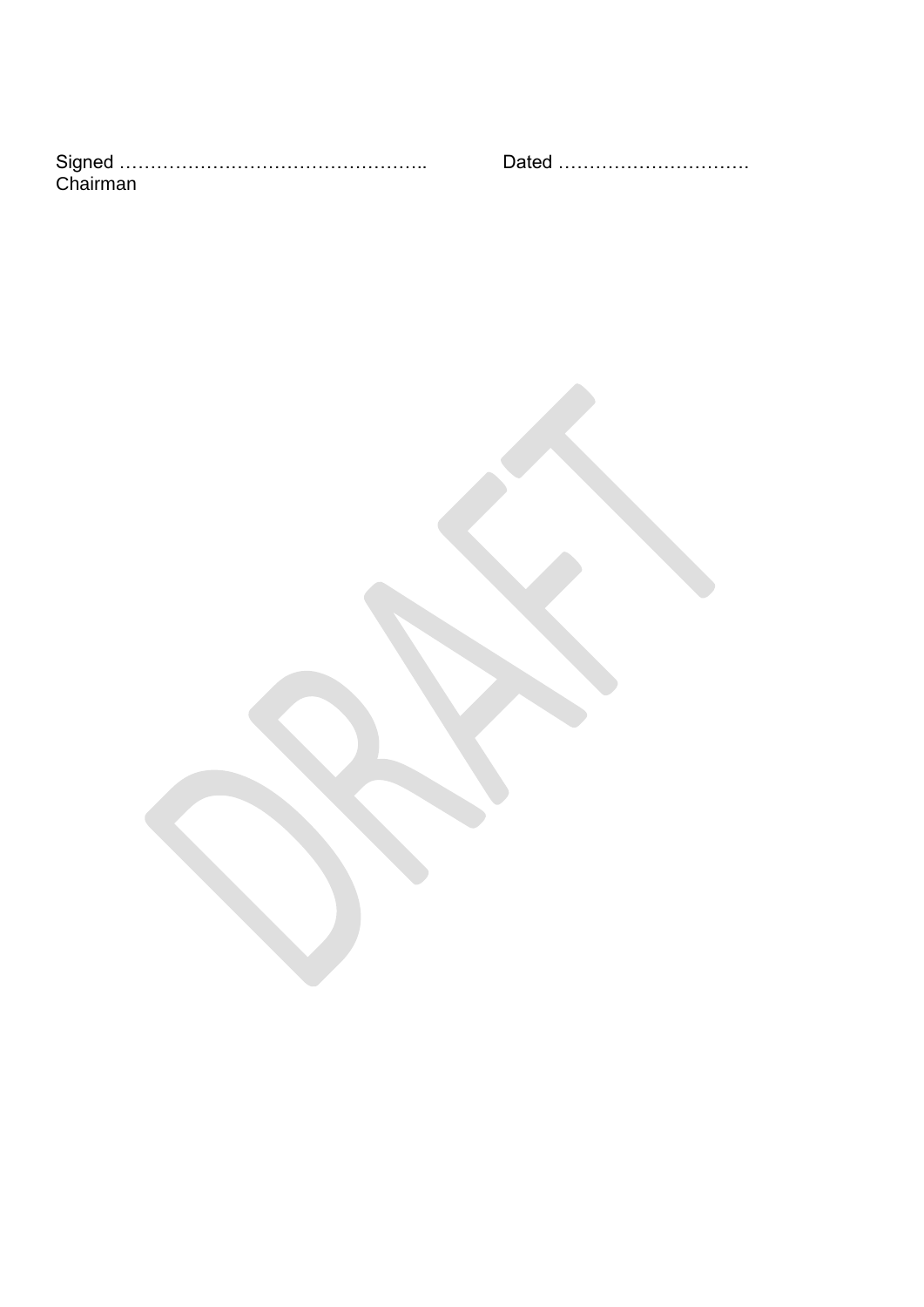Signed …………………………………………..  Dated ………………………….
Chairman